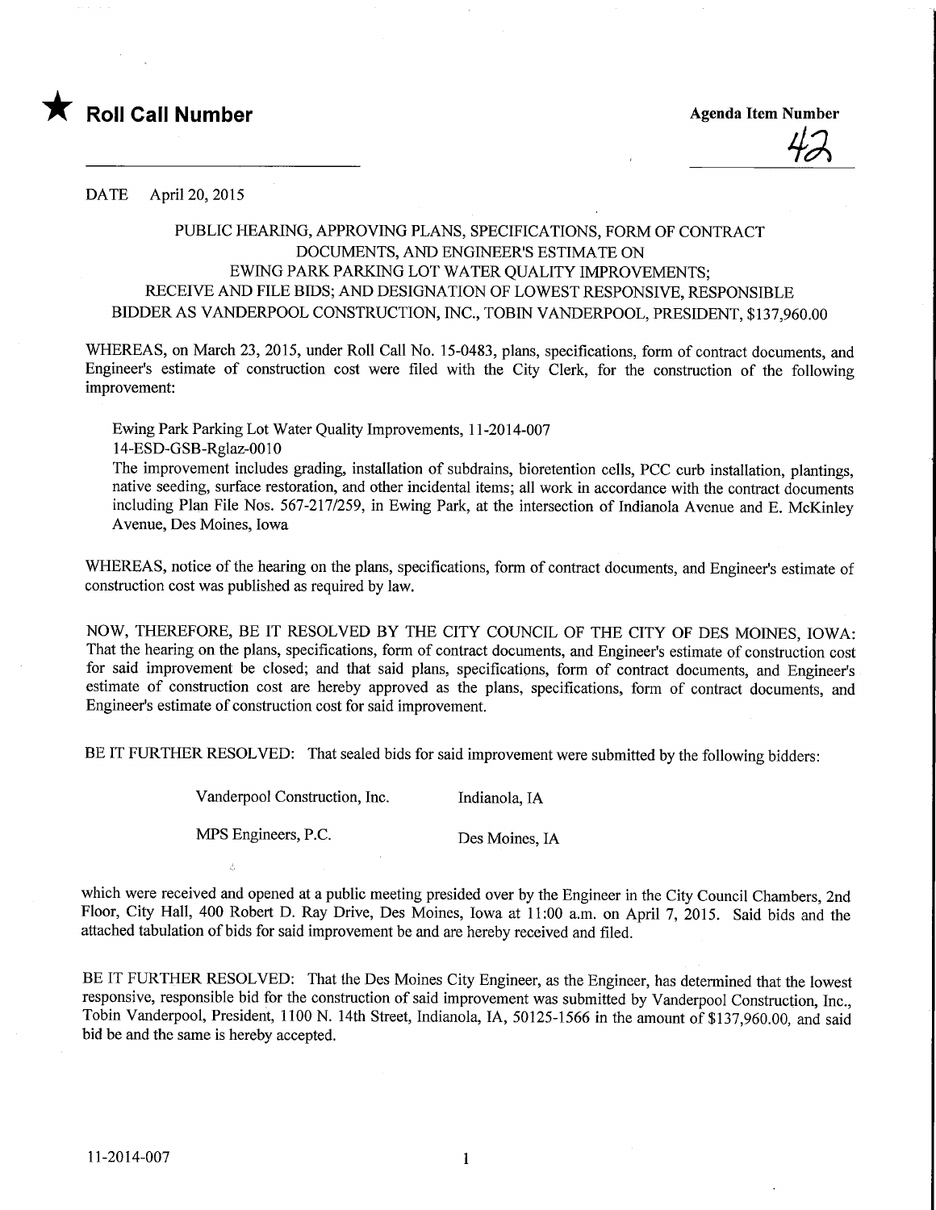★ **Roll Call Number**

**Agenda Item Number**

42

DATE April 20, 2015

PUBLIC HEARING, APPROVING PLANS, SPECIFICATIONS, FORM OF CONTRACT DOCUMENTS, AND ENGINEER'S ESTIMATE ON EWING PARK PARKING LOT WATER QUALITY IMPROVEMENTS; RECEIVE AND FILE BIDS; AND DESIGNATION OF LOWEST RESPONSIVE, RESPONSIBLE BIDDER AS VANDERPOOL CONSTRUCTION, INC., TOBIN VANDERPOOL, PRESIDENT, $137,960.00

WHEREAS, on March 23, 2015, under Roll Call No. 15-0483, plans, specifications, form of contract documents, and Engineer's estimate of construction cost were filed with the City Clerk, for the construction of the following improvement:

Ewing Park Parking Lot Water Quality Improvements, 11-2014-007
14-ESD-GSB-Rglaz-0010
The improvement includes grading, installation of subdrains, bioretention cells, PCC curb installation, plantings, native seeding, surface restoration, and other incidental items; all work in accordance with the contract documents including Plan File Nos. 567-217/259, in Ewing Park, at the intersection of Indianola Avenue and E. McKinley Avenue, Des Moines, Iowa

WHEREAS, notice of the hearing on the plans, specifications, form of contract documents, and Engineer's estimate of construction cost was published as required by law.

NOW, THEREFORE, BE IT RESOLVED BY THE CITY COUNCIL OF THE CITY OF DES MOINES, IOWA: That the hearing on the plans, specifications, form of contract documents, and Engineer's estimate of construction cost for said improvement be closed; and that said plans, specifications, form of contract documents, and Engineer's estimate of construction cost are hereby approved as the plans, specifications, form of contract documents, and Engineer's estimate of construction cost for said improvement.

BE IT FURTHER RESOLVED: That sealed bids for said improvement were submitted by the following bidders:

| | |
|---|---|
| Vanderpool Construction, Inc. | Indianola, IA |
| MPS Engineers, P.C. | Des Moines, IA |

which were received and opened at a public meeting presided over by the Engineer in the City Council Chambers, 2nd Floor, City Hall, 400 Robert D. Ray Drive, Des Moines, Iowa at 11:00 a.m. on April 7, 2015. Said bids and the attached tabulation of bids for said improvement be and are hereby received and filed.

BE IT FURTHER RESOLVED: That the Des Moines City Engineer, as the Engineer, has determined that the lowest responsive, responsible bid for the construction of said improvement was submitted by Vanderpool Construction, Inc., Tobin Vanderpool, President, 1100 N. 14th Street, Indianola, IA, 50125-1566 in the amount of $137,960.00, and said bid be and the same is hereby accepted.

11-2014-007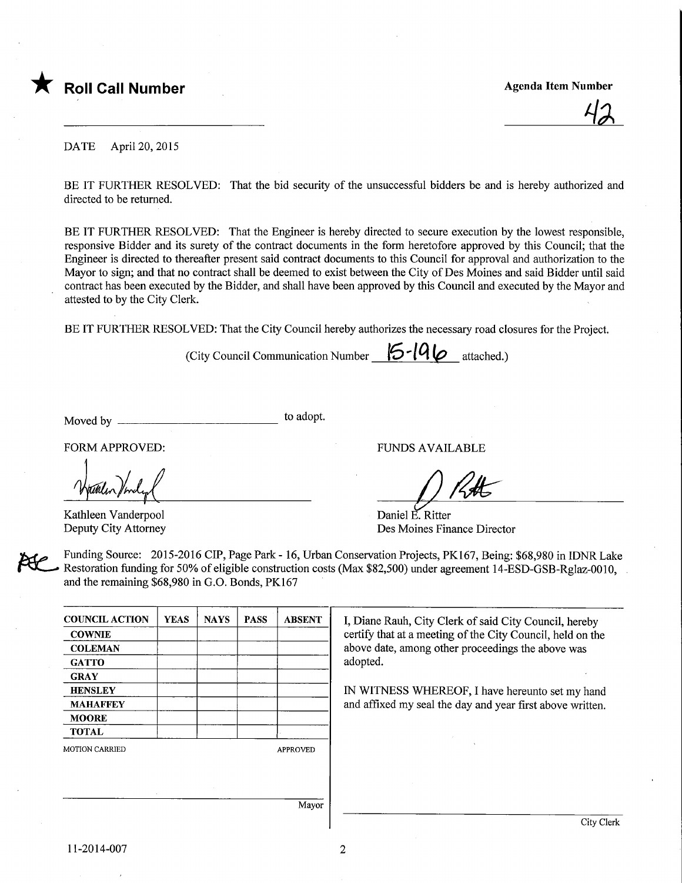★ **Roll Call Number**

Agenda Item Number

42

DATE April 20, 2015

BE IT FURTHER RESOLVED: That the bid security of the unsuccessful bidders be and is hereby authorized and directed to be returned.

BE IT FURTHER RESOLVED: That the Engineer is hereby directed to secure execution by the lowest responsible, responsive Bidder and its surety of the contract documents in the form heretofore approved by this Council; that the Engineer is directed to thereafter present said contract documents to this Council for approval and authorization to the Mayor to sign; and that no contract shall be deemed to exist between the City of Des Moines and said Bidder until said contract has been executed by the Bidder, and shall have been approved by this Council and executed by the Mayor and attested to by the City Clerk.

BE IT FURTHER RESOLVED: That the City Council hereby authorizes the necessary road closures for the Project.

(City Council Communication Number 15-196 attached.)

Moved by ______________________ to adopt.

FORM APPROVED:

Kathleen Vanderpool
Deputy City Attorney

FUNDS AVAILABLE

Daniel E. Ritter
Des Moines Finance Director

Funding Source: 2015-2016 CIP, Page Park - 16, Urban Conservation Projects, PK167, Being: $68,980 in IDNR Lake Restoration funding for 50% of eligible construction costs (Max $82,500) under agreement 14-ESD-GSB-Rglaz-0010, and the remaining $68,980 in G.O. Bonds, PK167

| COUNCIL ACTION | YEAS | NAYS | PASS | ABSENT |
|---|---|---|---|---|
| COWNIE | | | | |
| COLEMAN | | | | |
| GATTO | | | | |
| GRAY | | | | |
| HENSLEY | | | | |
| MAHAFFEY | | | | |
| MOORE | | | | |
| TOTAL | | | | |

MOTION CARRIED APPROVED

Mayor

I, Diane Rauh, City Clerk of said City Council, hereby certify that at a meeting of the City Council, held on the above date, among other proceedings the above was adopted.

IN WITNESS WHEREOF, I have hereunto set my hand and affixed my seal the day and year first above written.

City Clerk

11-2014-007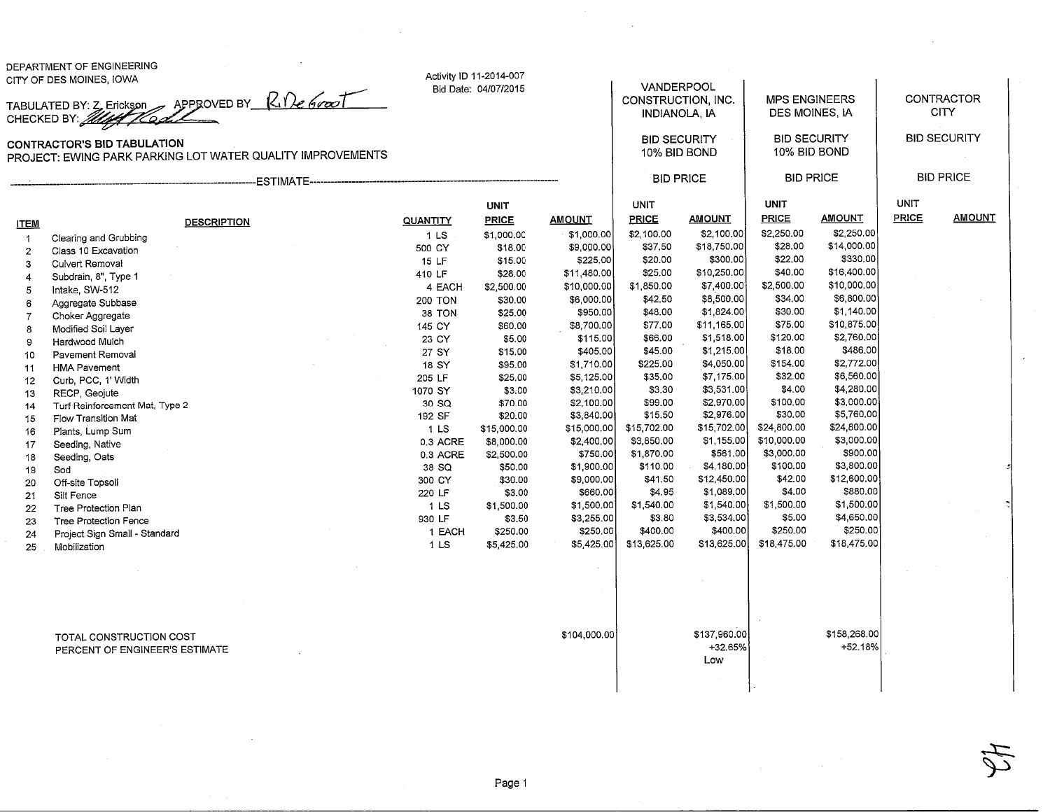DEPARTMENT OF ENGINEERING
CITY OF DES MOINES, IOWA

TABULATED BY: Z. Erickson APPROVED BY R. DeGroot
CHECKED BY:

Activity ID 11-2014-007
Bid Date: 04/07/2015

**CONTRACTOR'S BID TABULATION**
PROJECT: EWING PARK PARKING LOT WATER QUALITY IMPROVEMENTS

| | | | ESTIMATE | | VANDERPOOL CONSTRUCTION, INC. INDIANOLA, IA | | MPS ENGINEERS DES MOINES, IA | | CONTRACTOR CITY | |
|---|---|---|---|---|---|---|---|---|---|---|
| | | | | | BID SECURITY 10% BID BOND | | BID SECURITY 10% BID BOND | | BID SECURITY | |
| | | | | | BID PRICE | | BID PRICE | | BID PRICE | |
| ITEM | DESCRIPTION | QUANTITY | UNIT PRICE | AMOUNT | UNIT PRICE | AMOUNT | UNIT PRICE | AMOUNT | UNIT PRICE | AMOUNT |
| 1 | Clearing and Grubbing | 1 LS | $1,000.00 | $1,000.00 | $2,100.00 | $2,100.00 | $2,250.00 | $2,250.00 | | |
| 2 | Class 10 Excavation | 500 CY | $18.00 | $9,000.00 | $37.50 | $18,750.00 | $28.00 | $14,000.00 | | |
| 3 | Culvert Removal | 15 LF | $15.00 | $225.00 | $20.00 | $300.00 | $22.00 | $330.00 | | |
| 4 | Subdrain, 8", Type 1 | 410 LF | $28.00 | $11,480.00 | $25.00 | $10,250.00 | $40.00 | $16,400.00 | | |
| 5 | Intake, SW-512 | 4 EACH | $2,500.00 | $10,000.00 | $1,850.00 | $7,400.00 | $2,500.00 | $10,000.00 | | |
| 6 | Aggregate Subbase | 200 TON | $30.00 | $6,000.00 | $42.50 | $8,500.00 | $34.00 | $6,800.00 | | |
| 7 | Choker Aggregate | 38 TON | $25.00 | $950.00 | $48.00 | $1,824.00 | $30.00 | $1,140.00 | | |
| 8 | Modified Soil Layer | 145 CY | $60.00 | $8,700.00 | $77.00 | $11,165.00 | $75.00 | $10,875.00 | | |
| 9 | Hardwood Mulch | 23 CY | $5.00 | $115.00 | $66.00 | $1,518.00 | $120.00 | $2,760.00 | | |
| 10 | Pavement Removal | 27 SY | $15.00 | $405.00 | $45.00 | $1,215.00 | $18.00 | $486.00 | | |
| 11 | HMA Pavement | 18 SY | $95.00 | $1,710.00 | $225.00 | $4,050.00 | $154.00 | $2,772.00 | | |
| 12 | Curb, PCC, 1' Width | 205 LF | $25.00 | $5,125.00 | $35.00 | $7,175.00 | $32.00 | $6,560.00 | | |
| 13 | RECP, Geojute | 1070 SY | $3.00 | $3,210.00 | $3.30 | $3,531.00 | $4.00 | $4,280.00 | | |
| 14 | Turf Reinforcement Mat, Type 2 | 30 SQ | $70.00 | $2,100.00 | $99.00 | $2,970.00 | $100.00 | $3,000.00 | | |
| 15 | Flow Transition Mat | 192 SF | $20.00 | $3,840.00 | $15.50 | $2,976.00 | $30.00 | $5,760.00 | | |
| 16 | Plants, Lump Sum | 1 LS | $15,000.00 | $15,000.00 | $15,702.00 | $15,702.00 | $24,800.00 | $24,800.00 | | |
| 17 | Seeding, Native | 0.3 ACRE | $8,000.00 | $2,400.00 | $3,850.00 | $1,155.00 | $10,000.00 | $3,000.00 | | |
| 18 | Seeding, Oats | 0.3 ACRE | $2,500.00 | $750.00 | $1,870.00 | $561.00 | $3,000.00 | $900.00 | | |
| 19 | Sod | 38 SQ | $50.00 | $1,900.00 | $110.00 | $4,180.00 | $100.00 | $3,800.00 | | |
| 20 | Off-site Topsoil | 300 CY | $30.00 | $9,000.00 | $41.50 | $12,450.00 | $42.00 | $12,600.00 | | |
| 21 | Silt Fence | 220 LF | $3.00 | $660.00 | $4.95 | $1,089.00 | $4.00 | $880.00 | | |
| 22 | Tree Protection Plan | 1 LS | $1,500.00 | $1,500.00 | $1,540.00 | $1,540.00 | $1,500.00 | $1,500.00 | | |
| 23 | Tree Protection Fence | 930 LF | $3.50 | $3,255.00 | $3.80 | $3,534.00 | $5.00 | $4,650.00 | | |
| 24 | Project Sign Small - Standard | 1 EACH | $250.00 | $250.00 | $400.00 | $400.00 | $250.00 | $250.00 | | |
| 25 | Mobilization | 1 LS | $5,425.00 | $5,425.00 | $13,625.00 | $13,625.00 | $18,475.00 | $18,475.00 | | |
| | TOTAL CONSTRUCTION COST | | | $104,000.00 | | $137,960.00 | | $158,268.00 | | |
| | PERCENT OF ENGINEER'S ESTIMATE | | | | | +32.65% | | +52.18% | | |
| | | | | | | Low | | | | |